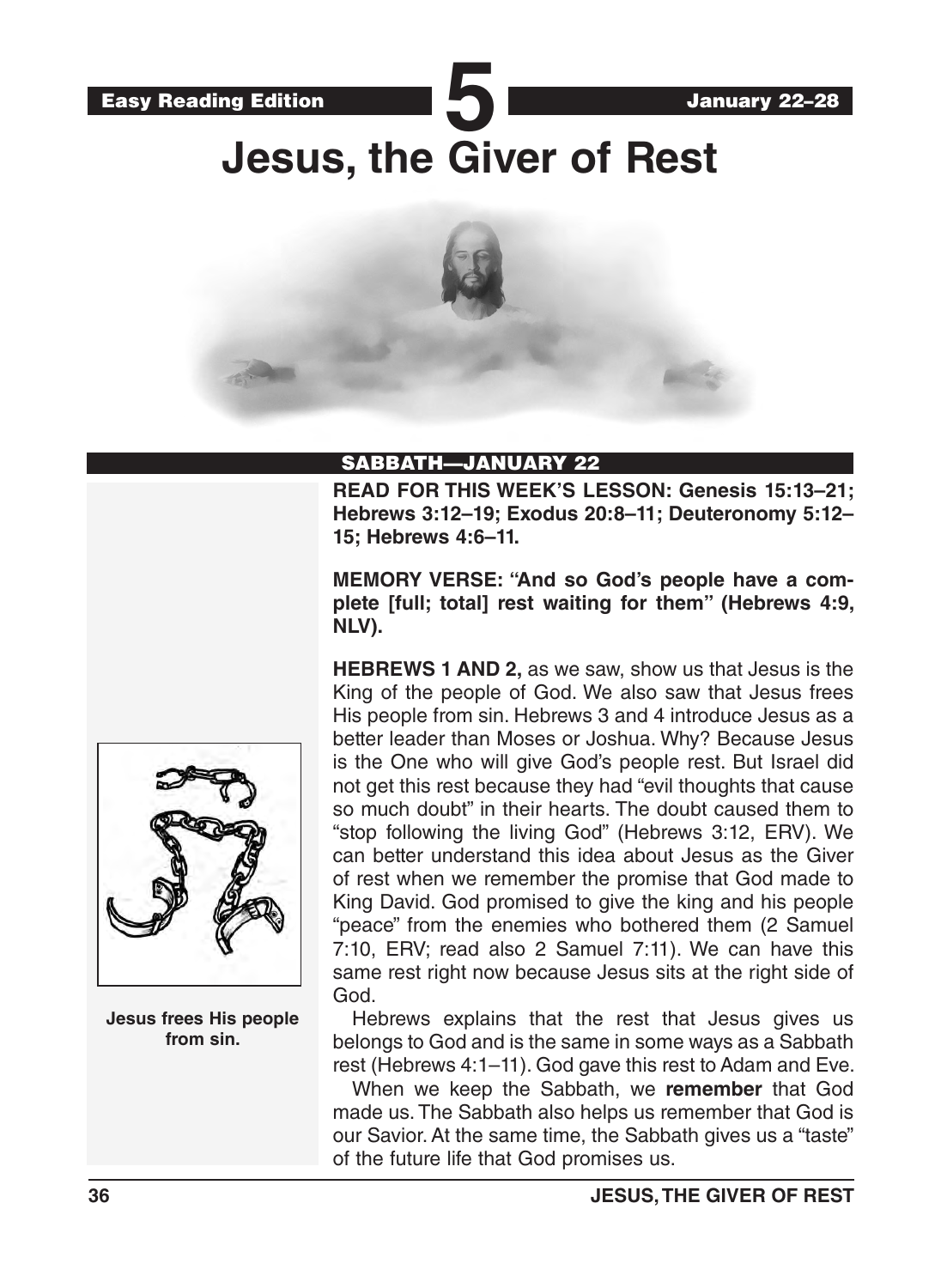Easy Reading Edition **5** January 22–28

# Jesus, the Giver of Rest

## SABBATH—JANUARY 22

**READ FOR THIS WEEK'S LESSON: Genesis 15:13–21; Hebrews 3:12–19; Exodus 20:8–11; Deuteronomy 5:12–15; Hebrews 4:6–11.**

**MEMORY VERSE: "And so God's people have a complete [full; total] rest waiting for them" (Hebrews 4:9, NLV).**

**HEBREWS 1 AND 2,** as we saw, show us that Jesus is the King of the people of God. We also saw that Jesus frees His people from sin. Hebrews 3 and 4 introduce Jesus as a better leader than Moses or Joshua. Why? Because Jesus is the One who will give God's people rest. But Israel did not get this rest because they had "evil thoughts that cause so much doubt" in their hearts. The doubt caused them to "stop following the living God" (Hebrews 3:12, ERV). We can better understand this idea about Jesus as the Giver of rest when we remember the promise that God made to King David. God promised to give the king and his people "peace" from the enemies who bothered them (2 Samuel 7:10, ERV; read also 2 Samuel 7:11). We can have this same rest right now because Jesus sits at the right side of God.

Hebrews explains that the rest that Jesus gives us belongs to God and is the same in some ways as a Sabbath rest (Hebrews 4:1–11). God gave this rest to Adam and Eve.

When we keep the Sabbath, we **remember** that God made us. The Sabbath also helps us remember that God is our Savior. At the same time, the Sabbath gives us a "taste" of the future life that God promises us.

**Jesus frees His people from sin.**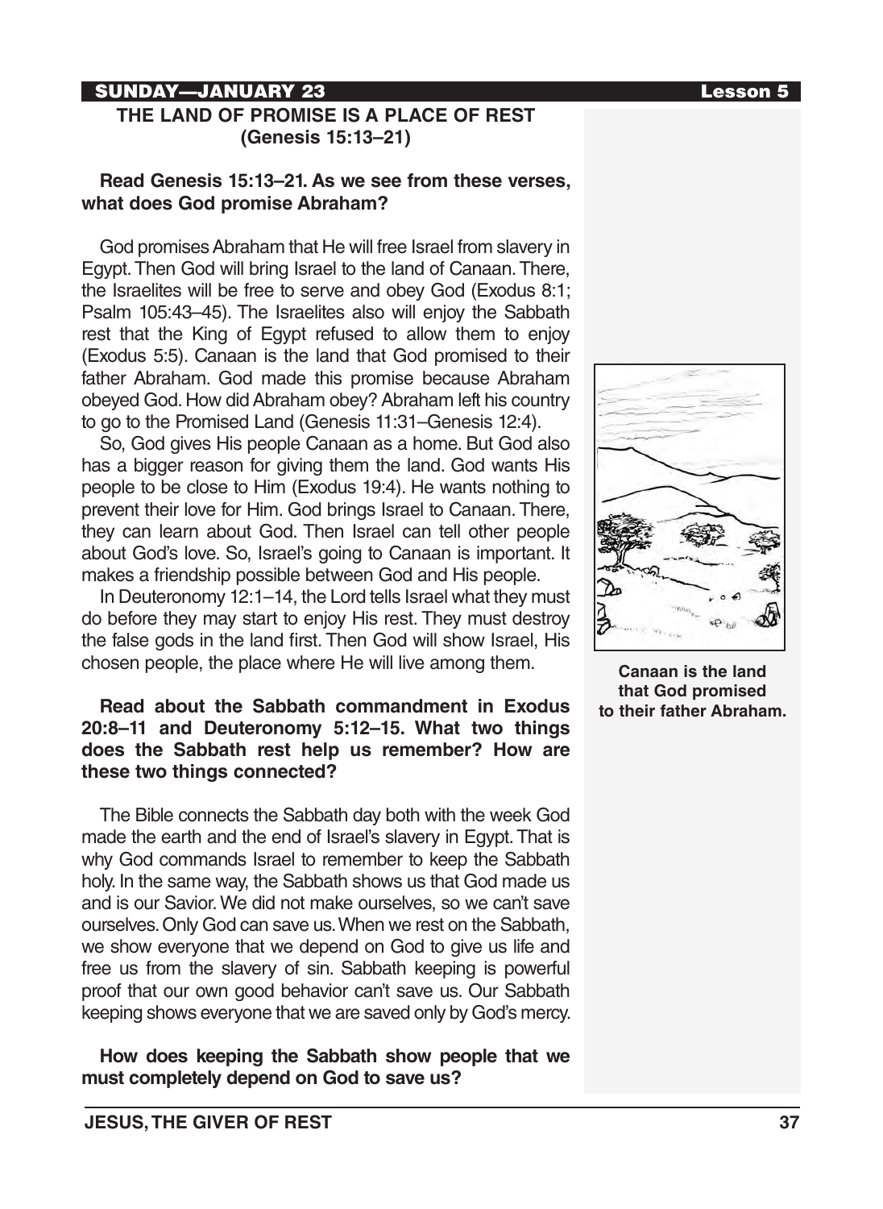SUNDAY—JANUARY 23

## THE LAND OF PROMISE IS A PLACE OF REST (Genesis 15:13–21)

**Read Genesis 15:13–21. As we see from these verses, what does God promise Abraham?**

God promises Abraham that He will free Israel from slavery in Egypt. Then God will bring Israel to the land of Canaan. There, the Israelites will be free to serve and obey God (Exodus 8:1; Psalm 105:43–45). The Israelites also will enjoy the Sabbath rest that the King of Egypt refused to allow them to enjoy (Exodus 5:5). Canaan is the land that God promised to their father Abraham. God made this promise because Abraham obeyed God. How did Abraham obey? Abraham left his country to go to the Promised Land (Genesis 11:31–Genesis 12:4).

So, God gives His people Canaan as a home. But God also has a bigger reason for giving them the land. God wants His people to be close to Him (Exodus 19:4). He wants nothing to prevent their love for Him. God brings Israel to Canaan. There, they can learn about God. Then Israel can tell other people about God's love. So, Israel's going to Canaan is important. It makes a friendship possible between God and His people.

In Deuteronomy 12:1–14, the Lord tells Israel what they must do before they may start to enjoy His rest. They must destroy the false gods in the land first. Then God will show Israel, His chosen people, the place where He will live among them.

**Canaan is the land that God promised to their father Abraham.**

**Read about the Sabbath commandment in Exodus 20:8–11 and Deuteronomy 5:12–15. What two things does the Sabbath rest help us remember? How are these two things connected?**

The Bible connects the Sabbath day both with the week God made the earth and the end of Israel's slavery in Egypt. That is why God commands Israel to remember to keep the Sabbath holy. In the same way, the Sabbath shows us that God made us and is our Savior. We did not make ourselves, so we can't save ourselves. Only God can save us. When we rest on the Sabbath, we show everyone that we depend on God to give us life and free us from the slavery of sin. Sabbath keeping is powerful proof that our own good behavior can't save us. Our Sabbath keeping shows everyone that we are saved only by God's mercy.

**How does keeping the Sabbath show people that we must completely depend on God to save us?**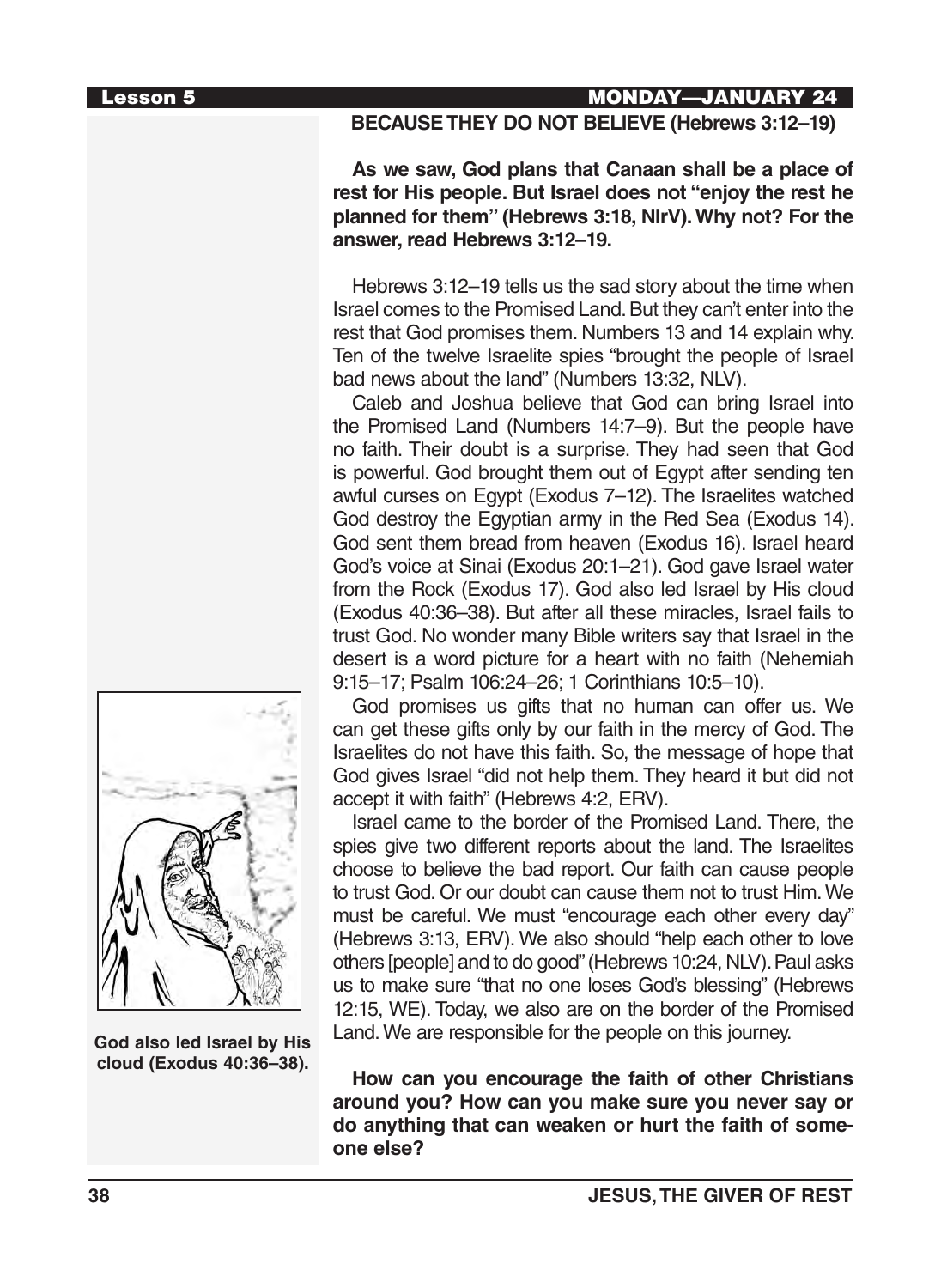## BECAUSE THEY DO NOT BELIEVE (Hebrews 3:12–19)

**As we saw, God plans that Canaan shall be a place of rest for His people. But Israel does not "enjoy the rest he planned for them" (Hebrews 3:18, NIrV). Why not? For the answer, read Hebrews 3:12–19.**

Hebrews 3:12–19 tells us the sad story about the time when Israel comes to the Promised Land. But they can't enter into the rest that God promises them. Numbers 13 and 14 explain why. Ten of the twelve Israelite spies "brought the people of Israel bad news about the land" (Numbers 13:32, NLV).

Caleb and Joshua believe that God can bring Israel into the Promised Land (Numbers 14:7–9). But the people have no faith. Their doubt is a surprise. They had seen that God is powerful. God brought them out of Egypt after sending ten awful curses on Egypt (Exodus 7–12). The Israelites watched God destroy the Egyptian army in the Red Sea (Exodus 14). God sent them bread from heaven (Exodus 16). Israel heard God's voice at Sinai (Exodus 20:1–21). God gave Israel water from the Rock (Exodus 17). God also led Israel by His cloud (Exodus 40:36–38). But after all these miracles, Israel fails to trust God. No wonder many Bible writers say that Israel in the desert is a word picture for a heart with no faith (Nehemiah 9:15–17; Psalm 106:24–26; 1 Corinthians 10:5–10).

God promises us gifts that no human can offer us. We can get these gifts only by our faith in the mercy of God. The Israelites do not have this faith. So, the message of hope that God gives Israel "did not help them. They heard it but did not accept it with faith" (Hebrews 4:2, ERV).

Israel came to the border of the Promised Land. There, the spies give two different reports about the land. The Israelites choose to believe the bad report. Our faith can cause people to trust God. Or our doubt can cause them not to trust Him. We must be careful. We must "encourage each other every day" (Hebrews 3:13, ERV). We also should "help each other to love others [people] and to do good" (Hebrews 10:24, NLV). Paul asks us to make sure "that no one loses God's blessing" (Hebrews 12:15, WE). Today, we also are on the border of the Promised Land. We are responsible for the people on this journey.

**God also led Israel by His cloud (Exodus 40:36–38).**

**How can you encourage the faith of other Christians around you? How can you make sure you never say or do anything that can weaken or hurt the faith of someone else?**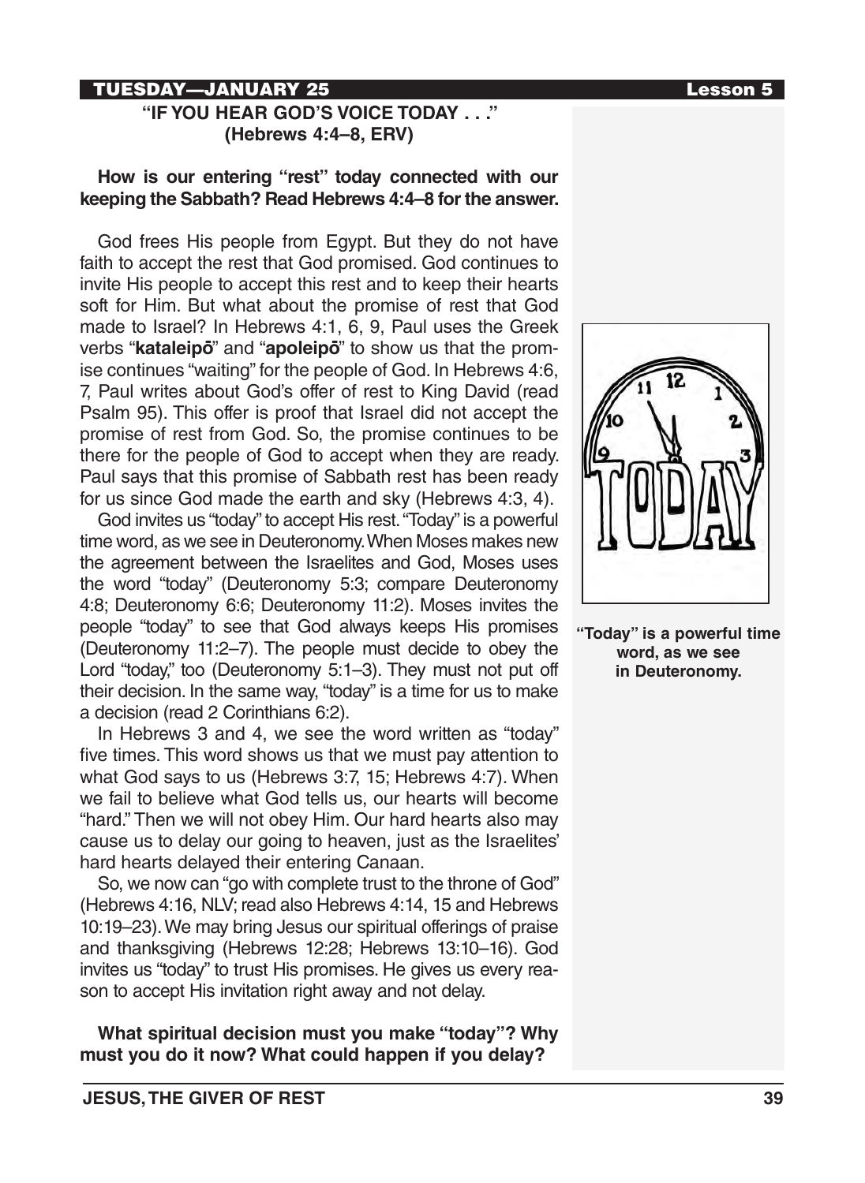**TUESDAY—JANUARY 25**

## "IF YOU HEAR GOD'S VOICE TODAY . . ." (Hebrews 4:4–8, ERV)

**How is our entering "rest" today connected with our keeping the Sabbath? Read Hebrews 4:4–8 for the answer.**

God frees His people from Egypt. But they do not have faith to accept the rest that God promised. God continues to invite His people to accept this rest and to keep their hearts soft for Him. But what about the promise of rest that God made to Israel? In Hebrews 4:1, 6, 9, Paul uses the Greek verbs "**kataleipō**" and "**apoleipō**" to show us that the promise continues "waiting" for the people of God. In Hebrews 4:6, 7, Paul writes about God's offer of rest to King David (read Psalm 95). This offer is proof that Israel did not accept the promise of rest from God. So, the promise continues to be there for the people of God to accept when they are ready. Paul says that this promise of Sabbath rest has been ready for us since God made the earth and sky (Hebrews 4:3, 4).

God invites us "today" to accept His rest. "Today" is a powerful time word, as we see in Deuteronomy. When Moses makes new the agreement between the Israelites and God, Moses uses the word "today" (Deuteronomy 5:3; compare Deuteronomy 4:8; Deuteronomy 6:6; Deuteronomy 11:2). Moses invites the people "today" to see that God always keeps His promises (Deuteronomy 11:2–7). The people must decide to obey the Lord "today," too (Deuteronomy 5:1–3). They must not put off their decision. In the same way, "today" is a time for us to make a decision (read 2 Corinthians 6:2).

In Hebrews 3 and 4, we see the word written as "today" five times. This word shows us that we must pay attention to what God says to us (Hebrews 3:7, 15; Hebrews 4:7). When we fail to believe what God tells us, our hearts will become "hard." Then we will not obey Him. Our hard hearts also may cause us to delay our going to heaven, just as the Israelites' hard hearts delayed their entering Canaan.

So, we now can "go with complete trust to the throne of God" (Hebrews 4:16, NLV; read also Hebrews 4:14, 15 and Hebrews 10:19–23). We may bring Jesus our spiritual offerings of praise and thanksgiving (Hebrews 12:28; Hebrews 13:10–16). God invites us "today" to trust His promises. He gives us every reason to accept His invitation right away and not delay.

**"Today" is a powerful time word, as we see in Deuteronomy.**

**What spiritual decision must you make "today"? Why must you do it now? What could happen if you delay?**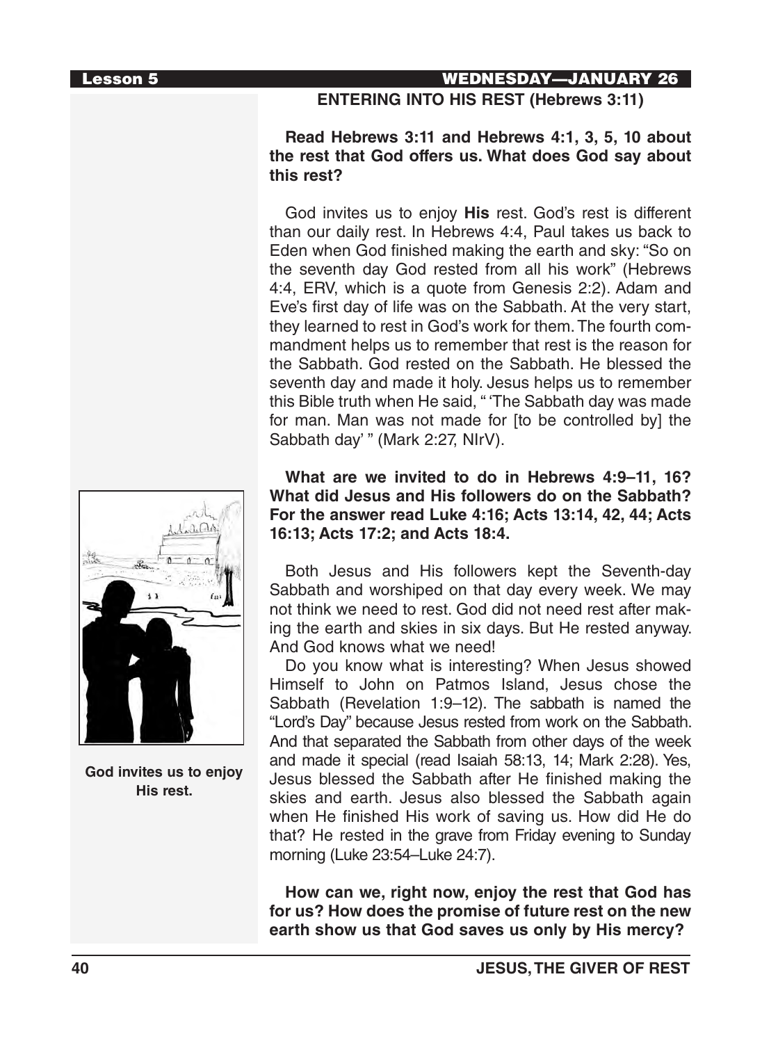## ENTERING INTO HIS REST (Hebrews 3:11)

**Read Hebrews 3:11 and Hebrews 4:1, 3, 5, 10 about the rest that God offers us. What does God say about this rest?**

God invites us to enjoy **His** rest. God's rest is different than our daily rest. In Hebrews 4:4, Paul takes us back to Eden when God finished making the earth and sky: "So on the seventh day God rested from all his work" (Hebrews 4:4, ERV, which is a quote from Genesis 2:2). Adam and Eve's first day of life was on the Sabbath. At the very start, they learned to rest in God's work for them. The fourth commandment helps us to remember that rest is the reason for the Sabbath. God rested on the Sabbath. He blessed the seventh day and made it holy. Jesus helps us to remember this Bible truth when He said, " 'The Sabbath day was made for man. Man was not made for [to be controlled by] the Sabbath day' " (Mark 2:27, NIrV).

**What are we invited to do in Hebrews 4:9–11, 16? What did Jesus and His followers do on the Sabbath? For the answer read Luke 4:16; Acts 13:14, 42, 44; Acts 16:13; Acts 17:2; and Acts 18:4.**

Both Jesus and His followers kept the Seventh-day Sabbath and worshiped on that day every week. We may not think we need to rest. God did not need rest after making the earth and skies in six days. But He rested anyway. And God knows what we need!

Do you know what is interesting? When Jesus showed Himself to John on Patmos Island, Jesus chose the Sabbath (Revelation 1:9–12). The sabbath is named the "Lord's Day" because Jesus rested from work on the Sabbath. And that separated the Sabbath from other days of the week and made it special (read Isaiah 58:13, 14; Mark 2:28). Yes, Jesus blessed the Sabbath after He finished making the skies and earth. Jesus also blessed the Sabbath again when He finished His work of saving us. How did He do that? He rested in the grave from Friday evening to Sunday morning (Luke 23:54–Luke 24:7).

**God invites us to enjoy His rest.**

**How can we, right now, enjoy the rest that God has for us? How does the promise of future rest on the new earth show us that God saves us only by His mercy?**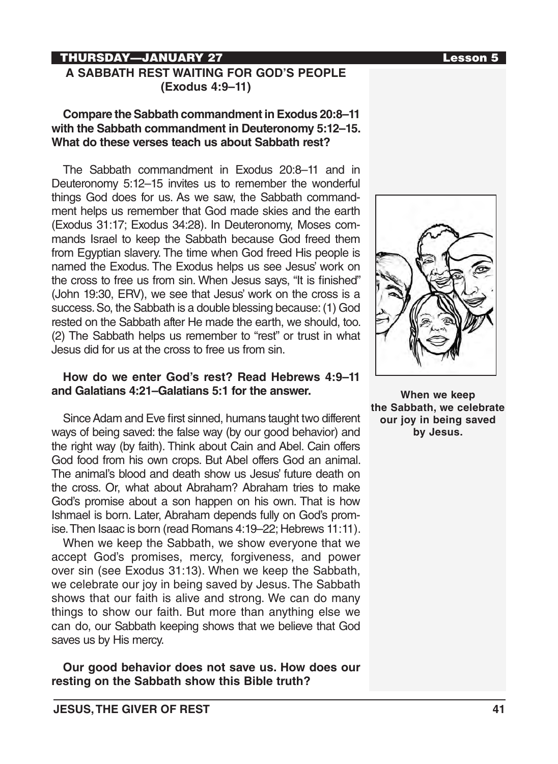## THURSDAY—JANUARY 27

### A SABBATH REST WAITING FOR GOD'S PEOPLE (Exodus 4:9–11)

**Compare the Sabbath commandment in Exodus 20:8–11 with the Sabbath commandment in Deuteronomy 5:12–15. What do these verses teach us about Sabbath rest?**

The Sabbath commandment in Exodus 20:8–11 and in Deuteronomy 5:12–15 invites us to remember the wonderful things God does for us. As we saw, the Sabbath commandment helps us remember that God made skies and the earth (Exodus 31:17; Exodus 34:28). In Deuteronomy, Moses commands Israel to keep the Sabbath because God freed them from Egyptian slavery. The time when God freed His people is named the Exodus. The Exodus helps us see Jesus' work on the cross to free us from sin. When Jesus says, "It is finished" (John 19:30, ERV), we see that Jesus' work on the cross is a success. So, the Sabbath is a double blessing because: (1) God rested on the Sabbath after He made the earth, we should, too. (2) The Sabbath helps us remember to "rest" or trust in what Jesus did for us at the cross to free us from sin.

**How do we enter God's rest? Read Hebrews 4:9–11 and Galatians 4:21–Galatians 5:1 for the answer.**

Since Adam and Eve first sinned, humans taught two different ways of being saved: the false way (by our good behavior) and the right way (by faith). Think about Cain and Abel. Cain offers God food from his own crops. But Abel offers God an animal. The animal's blood and death show us Jesus' future death on the cross. Or, what about Abraham? Abraham tries to make God's promise about a son happen on his own. That is how Ishmael is born. Later, Abraham depends fully on God's promise. Then Isaac is born (read Romans 4:19–22; Hebrews 11:11).

When we keep the Sabbath, we show everyone that we accept God's promises, mercy, forgiveness, and power over sin (see Exodus 31:13). When we keep the Sabbath, we celebrate our joy in being saved by Jesus. The Sabbath shows that our faith is alive and strong. We can do many things to show our faith. But more than anything else we can do, our Sabbath keeping shows that we believe that God saves us by His mercy.

**Our good behavior does not save us. How does our resting on the Sabbath show this Bible truth?**

**When we keep the Sabbath, we celebrate our joy in being saved by Jesus.**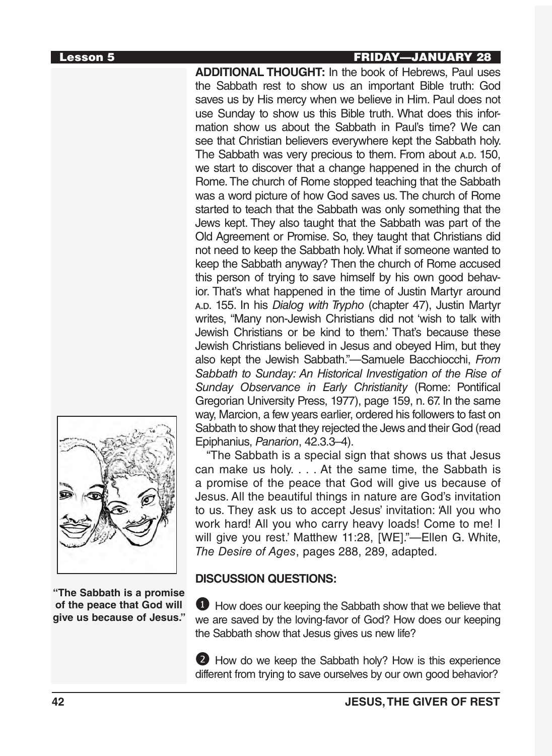**ADDITIONAL THOUGHT:** In the book of Hebrews, Paul uses the Sabbath rest to show us an important Bible truth: God saves us by His mercy when we believe in Him. Paul does not use Sunday to show us this Bible truth. What does this information show us about the Sabbath in Paul's time? We can see that Christian believers everywhere kept the Sabbath holy. The Sabbath was very precious to them. From about A.D. 150, we start to discover that a change happened in the church of Rome. The church of Rome stopped teaching that the Sabbath was a word picture of how God saves us. The church of Rome started to teach that the Sabbath was only something that the Jews kept. They also taught that the Sabbath was part of the Old Agreement or Promise. So, they taught that Christians did not need to keep the Sabbath holy. What if someone wanted to keep the Sabbath anyway? Then the church of Rome accused this person of trying to save himself by his own good behavior. That's what happened in the time of Justin Martyr around A.D. 155. In his *Dialog with Trypho* (chapter 47), Justin Martyr writes, "Many non-Jewish Christians did not 'wish to talk with Jewish Christians or be kind to them.' That's because these Jewish Christians believed in Jesus and obeyed Him, but they also kept the Jewish Sabbath."—Samuele Bacchiocchi, *From Sabbath to Sunday: An Historical Investigation of the Rise of Sunday Observance in Early Christianity* (Rome: Pontifical Gregorian University Press, 1977), page 159, n. 67. In the same way, Marcion, a few years earlier, ordered his followers to fast on Sabbath to show that they rejected the Jews and their God (read Epiphanius, *Panarion*, 42.3.3–4).

"The Sabbath is a special sign that shows us that Jesus can make us holy. . . . At the same time, the Sabbath is a promise of the peace that God will give us because of Jesus. All the beautiful things in nature are God's invitation to us. They ask us to accept Jesus' invitation: 'All you who work hard! All you who carry heavy loads! Come to me! I will give you rest.' Matthew 11:28, [WE]."—Ellen G. White, *The Desire of Ages*, pages 288, 289, adapted.

**"The Sabbath is a promise of the peace that God will give us because of Jesus."**

**DISCUSSION QUESTIONS:**

1. How does our keeping the Sabbath show that we believe that we are saved by the loving-favor of God? How does our keeping the Sabbath show that Jesus gives us new life?

2. How do we keep the Sabbath holy? How is this experience different from trying to save ourselves by our own good behavior?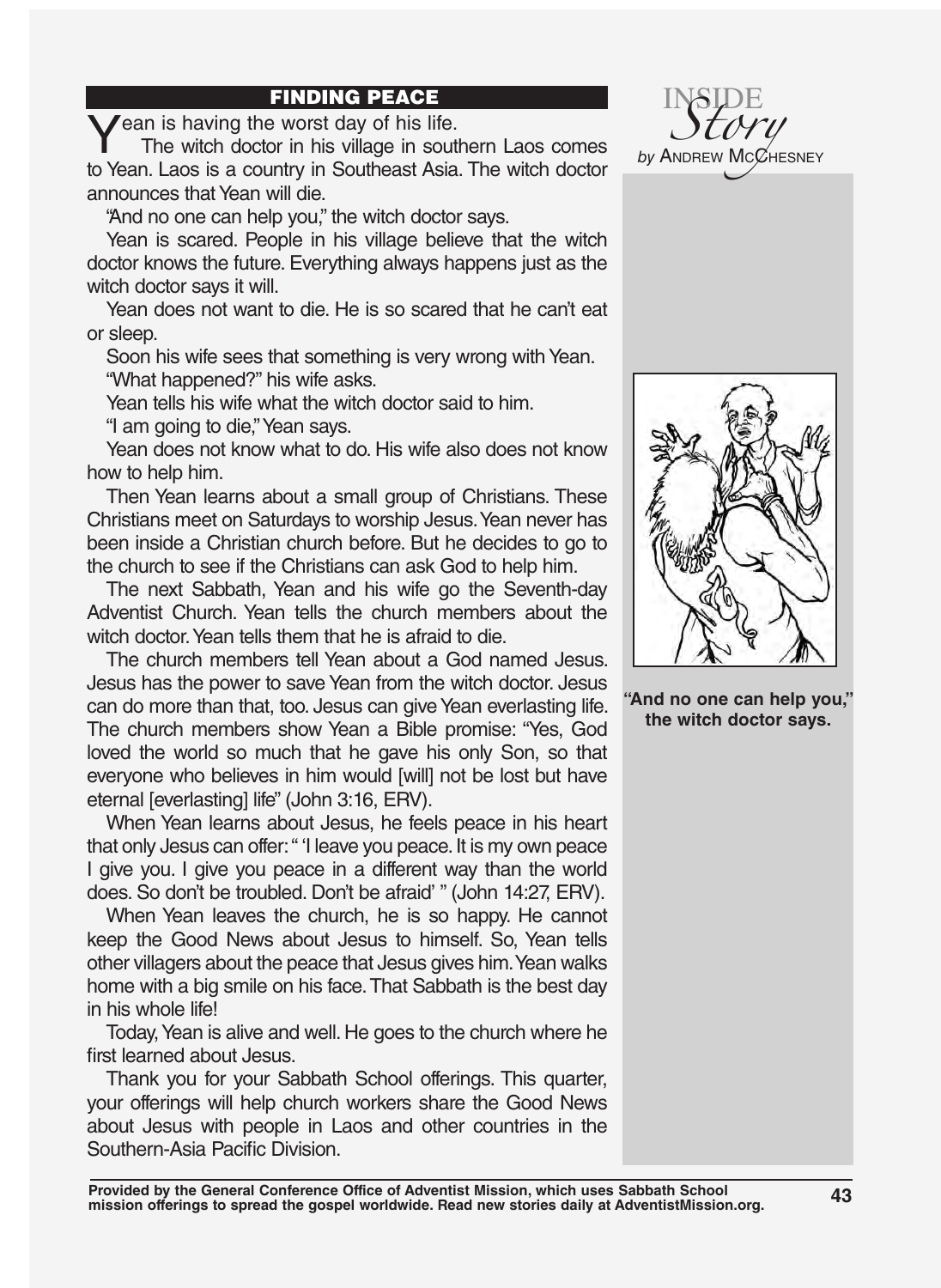## FINDING PEACE

INSIDE *Story* by ANDREW MCCHESNEY

Yean is having the worst day of his life.

The witch doctor in his village in southern Laos comes to Yean. Laos is a country in Southeast Asia. The witch doctor announces that Yean will die.

"And no one can help you," the witch doctor says.

Yean is scared. People in his village believe that the witch doctor knows the future. Everything always happens just as the witch doctor says it will.

Yean does not want to die. He is so scared that he can't eat or sleep.

Soon his wife sees that something is very wrong with Yean.

"What happened?" his wife asks.

Yean tells his wife what the witch doctor said to him.

"I am going to die," Yean says.

Yean does not know what to do. His wife also does not know how to help him.

Then Yean learns about a small group of Christians. These Christians meet on Saturdays to worship Jesus. Yean never has been inside a Christian church before. But he decides to go to the church to see if the Christians can ask God to help him.

The next Sabbath, Yean and his wife go the Seventh-day Adventist Church. Yean tells the church members about the witch doctor. Yean tells them that he is afraid to die.

The church members tell Yean about a God named Jesus. Jesus has the power to save Yean from the witch doctor. Jesus can do more than that, too. Jesus can give Yean everlasting life. The church members show Yean a Bible promise: "Yes, God loved the world so much that he gave his only Son, so that everyone who believes in him would [will] not be lost but have eternal [everlasting] life" (John 3:16, ERV).

When Yean learns about Jesus, he feels peace in his heart that only Jesus can offer: " 'I leave you peace. It is my own peace I give you. I give you peace in a different way than the world does. So don't be troubled. Don't be afraid' " (John 14:27, ERV).

When Yean leaves the church, he is so happy. He cannot keep the Good News about Jesus to himself. So, Yean tells other villagers about the peace that Jesus gives him. Yean walks home with a big smile on his face. That Sabbath is the best day in his whole life!

Today, Yean is alive and well. He goes to the church where he first learned about Jesus.

Thank you for your Sabbath School offerings. This quarter, your offerings will help church workers share the Good News about Jesus with people in Laos and other countries in the Southern-Asia Pacific Division.

**"And no one can help you," the witch doctor says.**

**Provided by the General Conference Office of Adventist Mission, which uses Sabbath School mission offerings to spread the gospel worldwide. Read new stories daily at AdventistMission.org.**